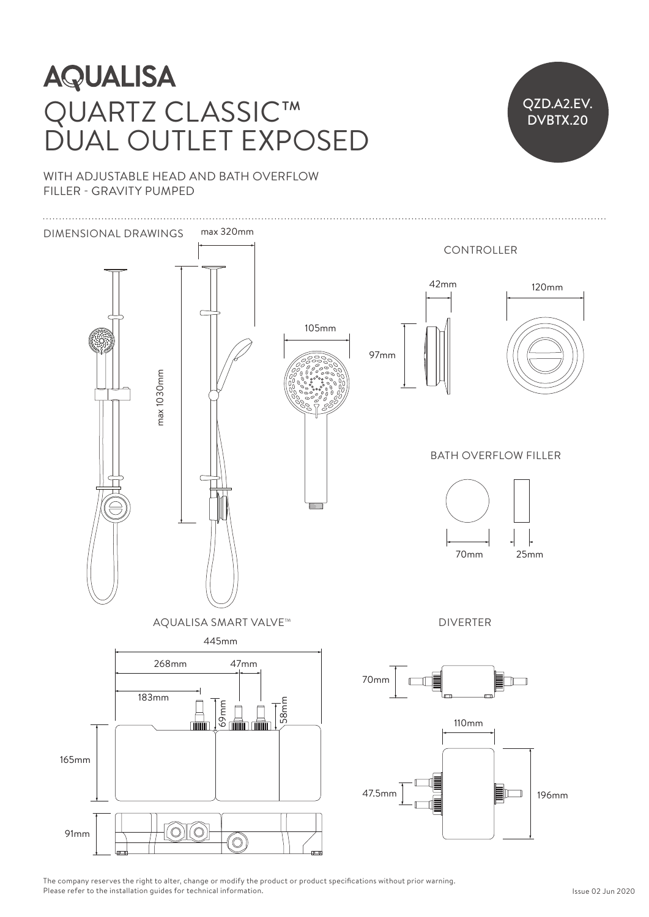# AQUALISA

# QUARTZ CLASSIC™ DUAL OUTLET EXPOSED

QZD.A2.EV.DVBTX.20

WITH ADJUSTABLE HEAD AND BATH OVERFLOW FILLER - GRAVITY PUMPED

## DIMENSIONAL DRAWINGS

max 320mm

max 1030mm

105mm

### CONTROLLER

42mm

120mm

97mm

### BATH OVERFLOW FILLER

70mm

25mm

### AQUALISA SMART VALVE™

445mm

268mm

47mm

183mm

69mm

58mm

165mm

91mm

### DIVERTER

70mm

110mm

47.5mm

196mm

The company reserves the right to alter, change or modify the product or product specifications without prior warning.
Please refer to the installation guides for technical information.

Issue 02 Jun 2020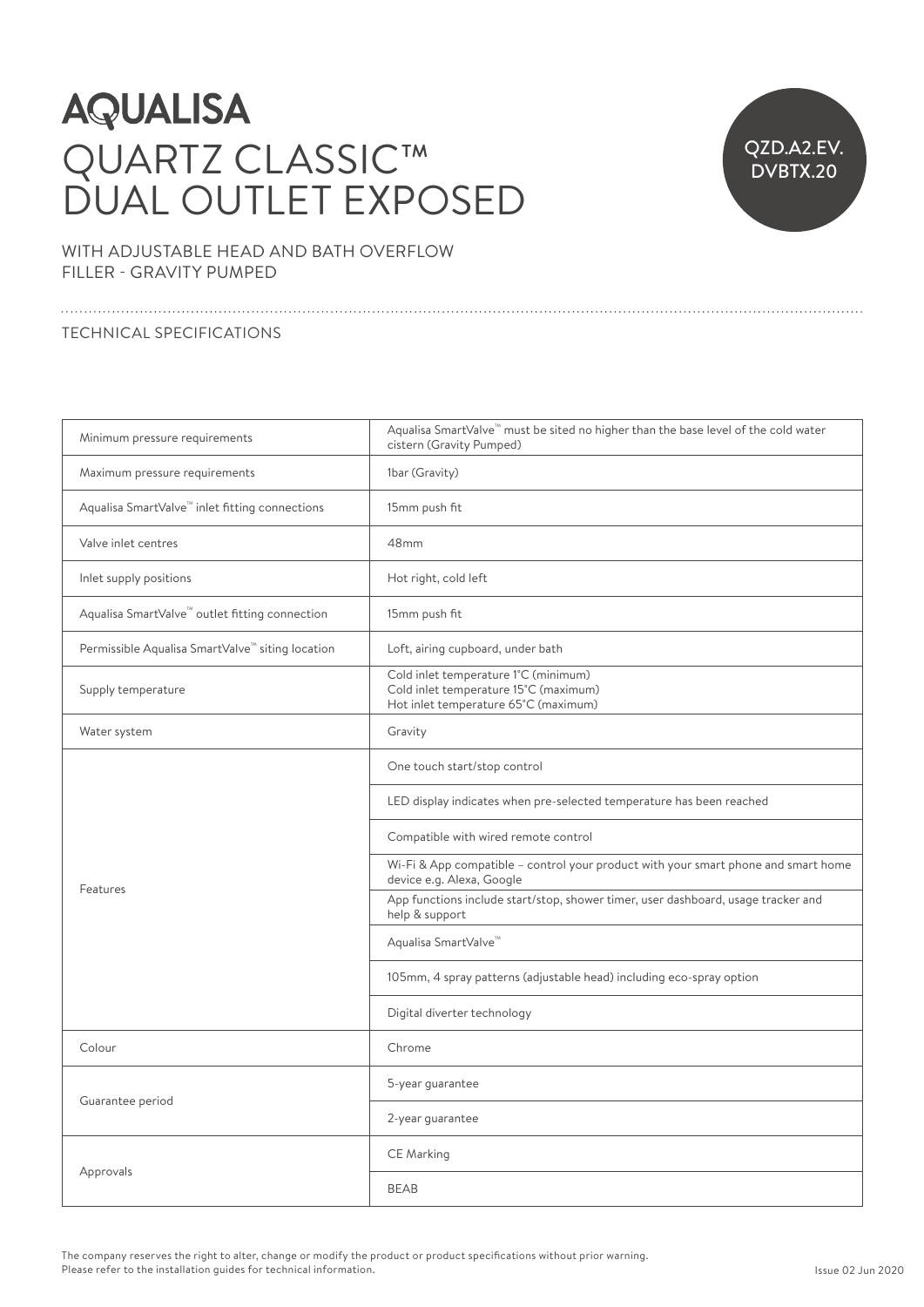# AQUALISA

# QUARTZ CLASSIC™ DUAL OUTLET EXPOSED

QZD.A2.EV.DVBTX.20

WITH ADJUSTABLE HEAD AND BATH OVERFLOW FILLER - GRAVITY PUMPED

TECHNICAL SPECIFICATIONS

| | |
|---|---|
| Minimum pressure requirements | Aqualisa SmartValve™ must be sited no higher than the base level of the cold water cistern (Gravity Pumped) |
| Maximum pressure requirements | 1bar (Gravity) |
| Aqualisa SmartValve™ inlet fitting connections | 15mm push fit |
| Valve inlet centres | 48mm |
| Inlet supply positions | Hot right, cold left |
| Aqualisa SmartValve™ outlet fitting connection | 15mm push fit |
| Permissible Aqualisa SmartValve™ siting location | Loft, airing cupboard, under bath |
| Supply temperature | Cold inlet temperature 1°C (minimum)<br>Cold inlet temperature 15°C (maximum)<br>Hot inlet temperature 65°C (maximum) |
| Water system | Gravity |
| Features | One touch start/stop control |
| | LED display indicates when pre-selected temperature has been reached |
| | Compatible with wired remote control |
| | Wi-Fi & App compatible – control your product with your smart phone and smart home device e.g. Alexa, Google |
| | App functions include start/stop, shower timer, user dashboard, usage tracker and help & support |
| | Aqualisa SmartValve™ |
| | 105mm, 4 spray patterns (adjustable head) including eco-spray option |
| | Digital diverter technology |
| Colour | Chrome |
| Guarantee period | 5-year guarantee |
| | 2-year guarantee |
| Approvals | CE Marking |
| | BEAB |

The company reserves the right to alter, change or modify the product or product specifications without prior warning.
Please refer to the installation guides for technical information.

Issue 02 Jun 2020